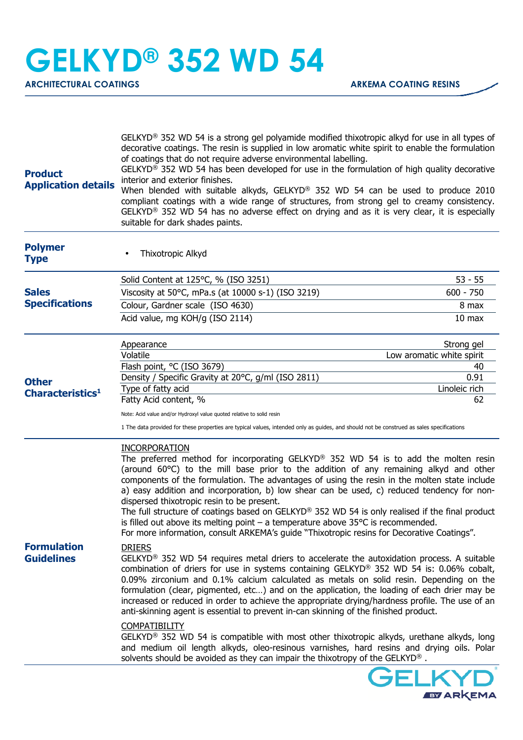# GELKYD® 352 WD 54

**ARCHITECTURAL COATINGS** | **ARKEMA COATING RESINS**

## Product Application details

GELKYD® 352 WD 54 is a strong gel polyamide modified thixotropic alkyd for use in all types of decorative coatings. The resin is supplied in low aromatic white spirit to enable the formulation of coatings that do not require adverse environmental labelling.
GELKYD® 352 WD 54 has been developed for use in the formulation of high quality decorative interior and exterior finishes.
When blended with suitable alkyds, GELKYD® 352 WD 54 can be used to produce 2010 compliant coatings with a wide range of structures, from strong gel to creamy consistency. GELKYD® 352 WD 54 has no adverse effect on drying and as it is very clear, it is especially suitable for dark shades paints.

## Polymer Type

- Thixotropic Alkyd

## Sales Specifications

| Property | Value |
|---|---|
| Solid Content at 125°C, % (ISO 3251) | 53 - 55 |
| Viscosity at 50°C, mPa.s (at 10000 s-1) (ISO 3219) | 600 - 750 |
| Colour, Gardner scale (ISO 4630) | 8 max |
| Acid value, mg KOH/g (ISO 2114) | 10 max |

## Other Characteristics[1]

| Property | Value |
|---|---|
| Appearance | Strong gel |
| Volatile | Low aromatic white spirit |
| Flash point, °C (ISO 3679) | 40 |
| Density / Specific Gravity at 20°C, g/ml (ISO 2811) | 0.91 |
| Type of fatty acid | Linoleic rich |
| Fatty Acid content, % | 62 |

Note: Acid value and/or Hydroxyl value quoted relative to solid resin

1 The data provided for these properties are typical values, intended only as guides, and should not be construed as sales specifications

## Formulation Guidelines

**INCORPORATION**

The preferred method for incorporating GELKYD® 352 WD 54 is to add the molten resin (around 60°C) to the mill base prior to the addition of any remaining alkyd and other components of the formulation. The advantages of using the resin in the molten state include a) easy addition and incorporation, b) low shear can be used, c) reduced tendency for non-dispersed thixotropic resin to be present.
The full structure of coatings based on GELKYD® 352 WD 54 is only realised if the final product is filled out above its melting point – a temperature above 35°C is recommended.
For more information, consult ARKEMA's guide "Thixotropic resins for Decorative Coatings".

**DRIERS**

GELKYD® 352 WD 54 requires metal driers to accelerate the autoxidation process. A suitable combination of driers for use in systems containing GELKYD® 352 WD 54 is: 0.06% cobalt, 0.09% zirconium and 0.1% calcium calculated as metals on solid resin. Depending on the formulation (clear, pigmented, etc…) and on the application, the loading of each drier may be increased or reduced in order to achieve the appropriate drying/hardness profile. The use of an anti-skinning agent is essential to prevent in-can skinning of the finished product.

**COMPATIBILITY**

GELKYD® 352 WD 54 is compatible with most other thixotropic alkyds, urethane alkyds, long and medium oil length alkyds, oleo-resinous varnishes, hard resins and drying oils. Polar solvents should be avoided as they can impair the thixotropy of the GELKYD® .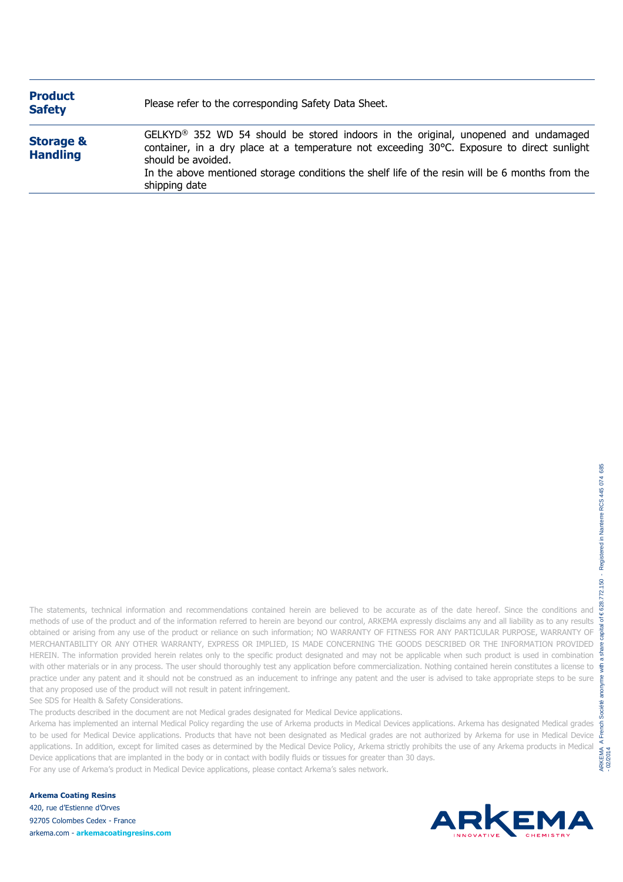| | |
|---|---|
| **Product Safety** | Please refer to the corresponding Safety Data Sheet. |
| **Storage & Handling** | GELKYD® 352 WD 54 should be stored indoors in the original, unopened and undamaged container, in a dry place at a temperature not exceeding 30°C. Exposure to direct sunlight should be avoided.<br>In the above mentioned storage conditions the shelf life of the resin will be 6 months from the shipping date |

The statements, technical information and recommendations contained herein are believed to be accurate as of the date hereof. Since the conditions and methods of use of the product and of the information referred to herein are beyond our control, ARKEMA expressly disclaims any and all liability as to any results obtained or arising from any use of the product or reliance on such information; NO WARRANTY OF FITNESS FOR ANY PARTICULAR PURPOSE, WARRANTY OF MERCHANTABILITY OR ANY OTHER WARRANTY, EXPRESS OR IMPLIED, IS MADE CONCERNING THE GOODS DESCRIBED OR THE INFORMATION PROVIDED HEREIN. The information provided herein relates only to the specific product designated and may not be applicable when such product is used in combination with other materials or in any process. The user should thoroughly test any application before commercialization. Nothing contained herein constitutes a license to practice under any patent and it should not be construed as an inducement to infringe any patent and the user is advised to take appropriate steps to be sure that any proposed use of the product will not result in patent infringement.
See SDS for Health & Safety Considerations.

The products described in the document are not Medical grades designated for Medical Device applications.

Arkema has implemented an internal Medical Policy regarding the use of Arkema products in Medical Devices applications. Arkema has designated Medical grades to be used for Medical Device applications. Products that have not been designated as Medical grades are not authorized by Arkema for use in Medical Device applications. In addition, except for limited cases as determined by the Medical Device Policy, Arkema strictly prohibits the use of any Arkema products in Medical Device applications that are implanted in the body or in contact with bodily fluids or tissues for greater than 30 days.
For any use of Arkema's product in Medical Device applications, please contact Arkema's sales network.

ARKEMA A French Société anonyme with a share capital of € 628.772.150 - Registered in Nanterre RCS 445 074 685 - 02/2014

**Arkema Coating Resins**
420, rue d'Estienne d'Orves
92705 Colombes Cedex - France
arkema.com - **arkemacoatingresins.com**

ARKEMA INNOVATIVE CHEMISTRY